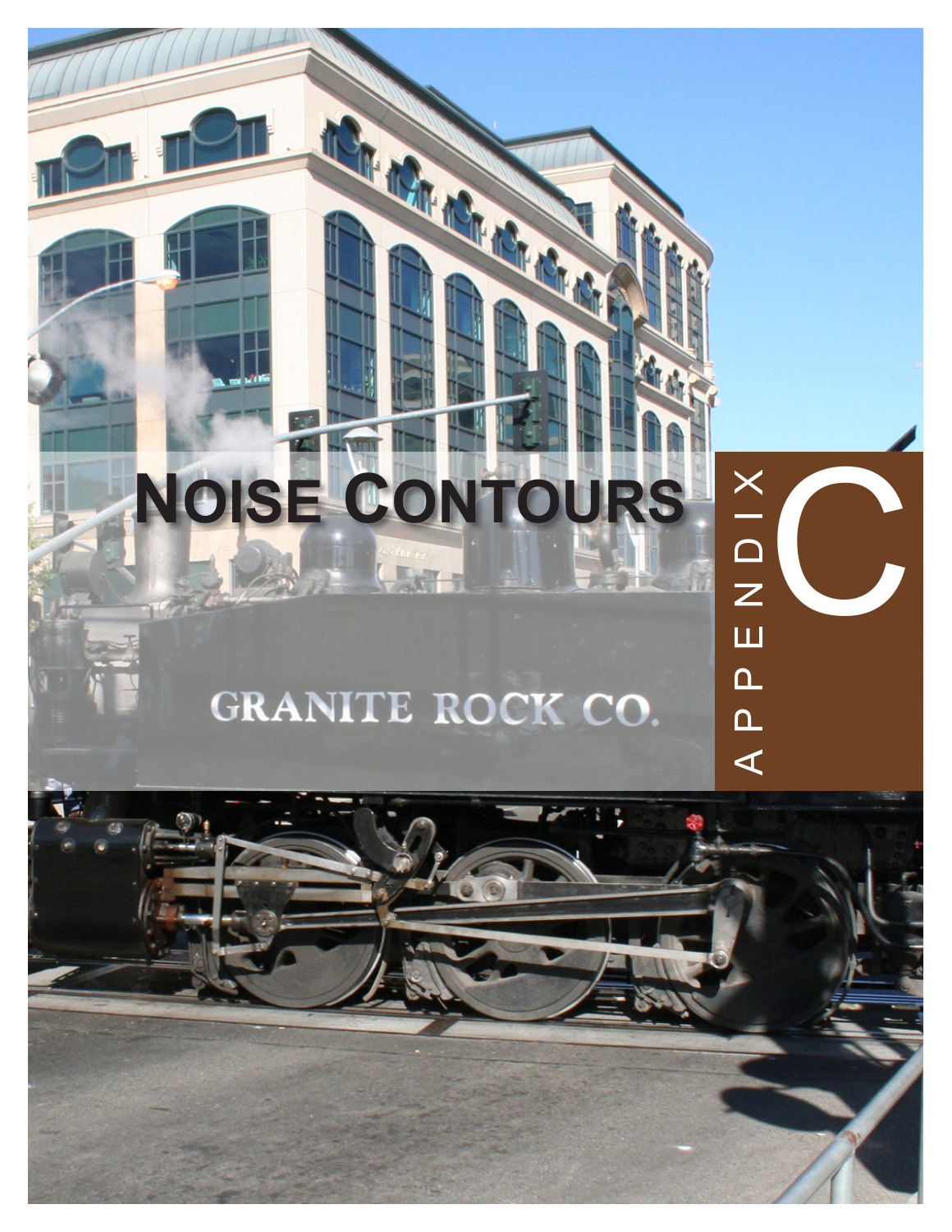# NOISE CONTOURS

APPENDIX C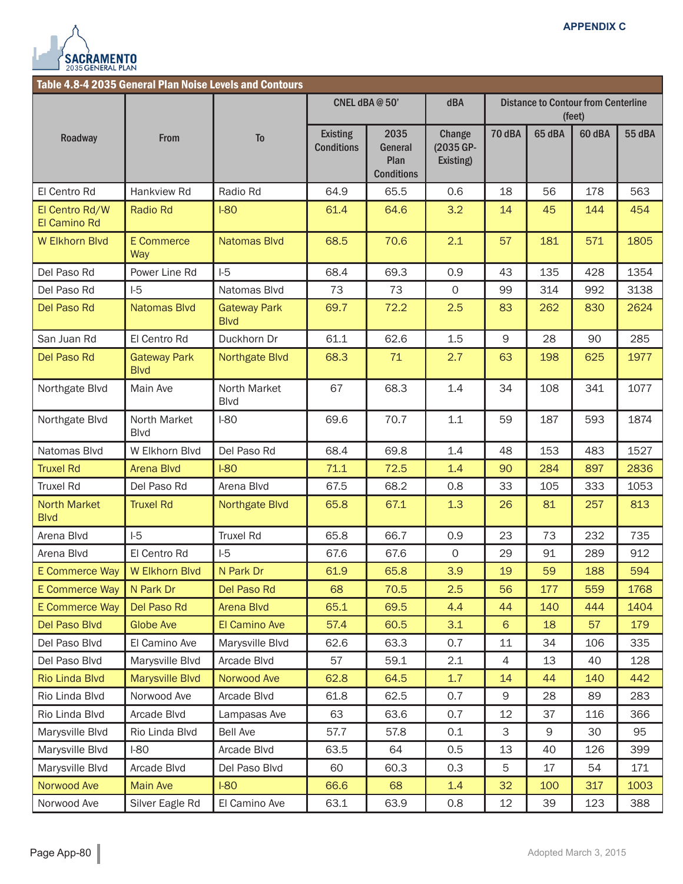APPENDIX C

Table 4.8-4 2035 General Plan Noise Levels and Contours

| Roadway | From | To | CNEL dBA @ 50' | | dBA | Distance to Contour from Centerline (feet) | | | |
|---|---|---|---|---|---|---|---|---|---|
| | | | Existing Conditions | 2035 General Plan Conditions | Change (2035 GP-Existing) | 70 dBA | 65 dBA | 60 dBA | 55 dBA |
| El Centro Rd | Hankview Rd | Radio Rd | 64.9 | 65.5 | 0.6 | 18 | 56 | 178 | 563 |
| El Centro Rd/W El Camino Rd | Radio Rd | I-80 | 61.4 | 64.6 | 3.2 | 14 | 45 | 144 | 454 |
| W Elkhorn Blvd | E Commerce Way | Natomas Blvd | 68.5 | 70.6 | 2.1 | 57 | 181 | 571 | 1805 |
| Del Paso Rd | Power Line Rd | I-5 | 68.4 | 69.3 | 0.9 | 43 | 135 | 428 | 1354 |
| Del Paso Rd | I-5 | Natomas Blvd | 73 | 73 | 0 | 99 | 314 | 992 | 3138 |
| Del Paso Rd | Natomas Blvd | Gateway Park Blvd | 69.7 | 72.2 | 2.5 | 83 | 262 | 830 | 2624 |
| San Juan Rd | El Centro Rd | Duckhorn Dr | 61.1 | 62.6 | 1.5 | 9 | 28 | 90 | 285 |
| Del Paso Rd | Gateway Park Blvd | Northgate Blvd | 68.3 | 71 | 2.7 | 63 | 198 | 625 | 1977 |
| Northgate Blvd | Main Ave | North Market Blvd | 67 | 68.3 | 1.4 | 34 | 108 | 341 | 1077 |
| Northgate Blvd | North Market Blvd | I-80 | 69.6 | 70.7 | 1.1 | 59 | 187 | 593 | 1874 |
| Natomas Blvd | W Elkhorn Blvd | Del Paso Rd | 68.4 | 69.8 | 1.4 | 48 | 153 | 483 | 1527 |
| Truxel Rd | Arena Blvd | I-80 | 71.1 | 72.5 | 1.4 | 90 | 284 | 897 | 2836 |
| Truxel Rd | Del Paso Rd | Arena Blvd | 67.5 | 68.2 | 0.8 | 33 | 105 | 333 | 1053 |
| North Market Blvd | Truxel Rd | Northgate Blvd | 65.8 | 67.1 | 1.3 | 26 | 81 | 257 | 813 |
| Arena Blvd | I-5 | Truxel Rd | 65.8 | 66.7 | 0.9 | 23 | 73 | 232 | 735 |
| Arena Blvd | El Centro Rd | I-5 | 67.6 | 67.6 | 0 | 29 | 91 | 289 | 912 |
| E Commerce Way | W Elkhorn Blvd | N Park Dr | 61.9 | 65.8 | 3.9 | 19 | 59 | 188 | 594 |
| E Commerce Way | N Park Dr | Del Paso Rd | 68 | 70.5 | 2.5 | 56 | 177 | 559 | 1768 |
| E Commerce Way | Del Paso Rd | Arena Blvd | 65.1 | 69.5 | 4.4 | 44 | 140 | 444 | 1404 |
| Del Paso Blvd | Globe Ave | El Camino Ave | 57.4 | 60.5 | 3.1 | 6 | 18 | 57 | 179 |
| Del Paso Blvd | El Camino Ave | Marysville Blvd | 62.6 | 63.3 | 0.7 | 11 | 34 | 106 | 335 |
| Del Paso Blvd | Marysville Blvd | Arcade Blvd | 57 | 59.1 | 2.1 | 4 | 13 | 40 | 128 |
| Rio Linda Blvd | Marysville Blvd | Norwood Ave | 62.8 | 64.5 | 1.7 | 14 | 44 | 140 | 442 |
| Rio Linda Blvd | Norwood Ave | Arcade Blvd | 61.8 | 62.5 | 0.7 | 9 | 28 | 89 | 283 |
| Rio Linda Blvd | Arcade Blvd | Lampasas Ave | 63 | 63.6 | 0.7 | 12 | 37 | 116 | 366 |
| Marysville Blvd | Rio Linda Blvd | Bell Ave | 57.7 | 57.8 | 0.1 | 3 | 9 | 30 | 95 |
| Marysville Blvd | I-80 | Arcade Blvd | 63.5 | 64 | 0.5 | 13 | 40 | 126 | 399 |
| Marysville Blvd | Arcade Blvd | Del Paso Blvd | 60 | 60.3 | 0.3 | 5 | 17 | 54 | 171 |
| Norwood Ave | Main Ave | I-80 | 66.6 | 68 | 1.4 | 32 | 100 | 317 | 1003 |
| Norwood Ave | Silver Eagle Rd | El Camino Ave | 63.1 | 63.9 | 0.8 | 12 | 39 | 123 | 388 |

Adopted March 3, 2015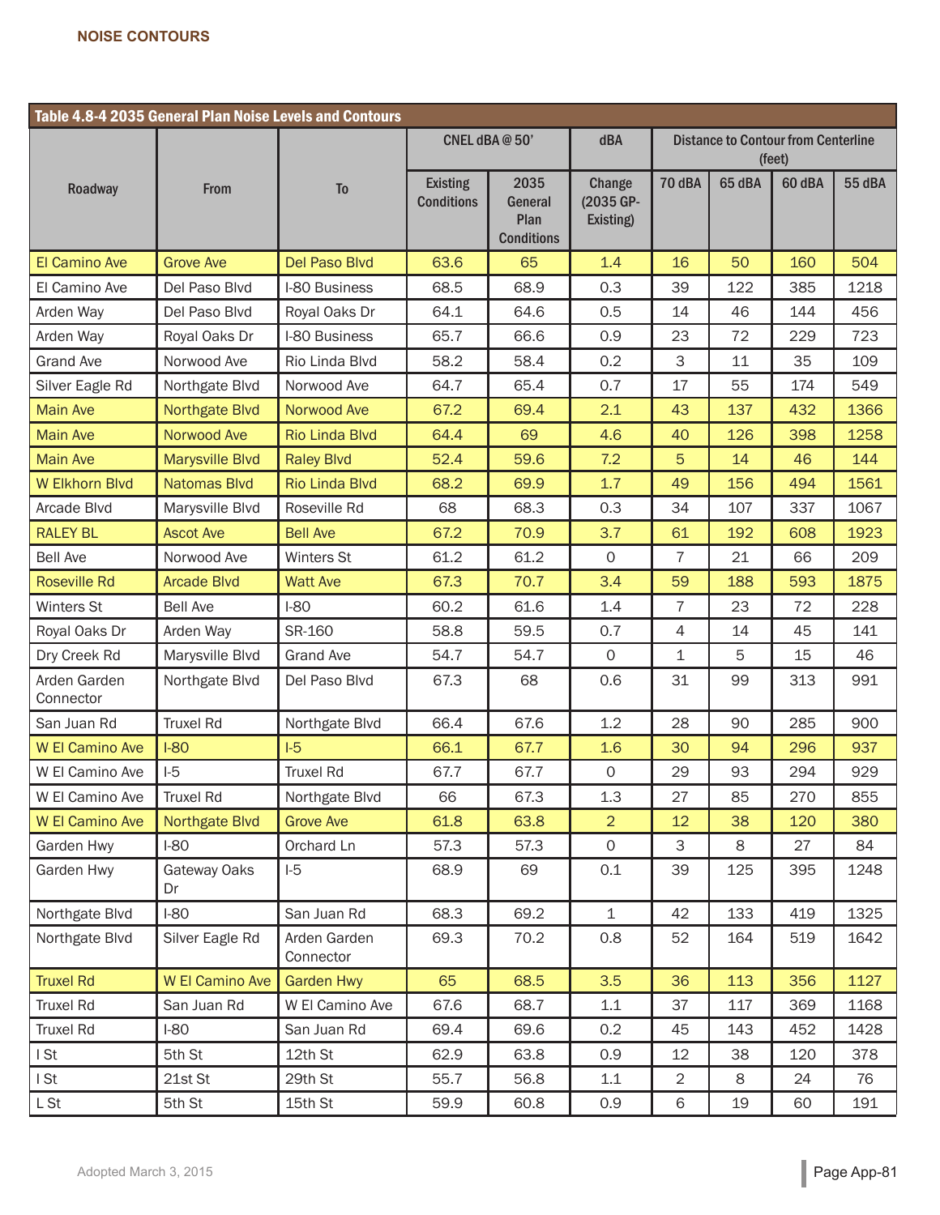## NOISE CONTOURS

**Table 4.8-4 2035 General Plan Noise Levels and Contours**

| Roadway | From | To | CNEL dBA @ 50' | | dBA | Distance to Contour from Centerline (feet) | | | |
|---|---|---|---|---|---|---|---|---|---|
| | | | Existing Conditions | 2035 General Plan Conditions | Change (2035 GP-Existing) | 70 dBA | 65 dBA | 60 dBA | 55 dBA |
| El Camino Ave | Grove Ave | Del Paso Blvd | 63.6 | 65 | 1.4 | 16 | 50 | 160 | 504 |
| El Camino Ave | Del Paso Blvd | I-80 Business | 68.5 | 68.9 | 0.3 | 39 | 122 | 385 | 1218 |
| Arden Way | Del Paso Blvd | Royal Oaks Dr | 64.1 | 64.6 | 0.5 | 14 | 46 | 144 | 456 |
| Arden Way | Royal Oaks Dr | I-80 Business | 65.7 | 66.6 | 0.9 | 23 | 72 | 229 | 723 |
| Grand Ave | Norwood Ave | Rio Linda Blvd | 58.2 | 58.4 | 0.2 | 3 | 11 | 35 | 109 |
| Silver Eagle Rd | Northgate Blvd | Norwood Ave | 64.7 | 65.4 | 0.7 | 17 | 55 | 174 | 549 |
| Main Ave | Northgate Blvd | Norwood Ave | 67.2 | 69.4 | 2.1 | 43 | 137 | 432 | 1366 |
| Main Ave | Norwood Ave | Rio Linda Blvd | 64.4 | 69 | 4.6 | 40 | 126 | 398 | 1258 |
| Main Ave | Marysville Blvd | Raley Blvd | 52.4 | 59.6 | 7.2 | 5 | 14 | 46 | 144 |
| W Elkhorn Blvd | Natomas Blvd | Rio Linda Blvd | 68.2 | 69.9 | 1.7 | 49 | 156 | 494 | 1561 |
| Arcade Blvd | Marysville Blvd | Roseville Rd | 68 | 68.3 | 0.3 | 34 | 107 | 337 | 1067 |
| RALEY BL | Ascot Ave | Bell Ave | 67.2 | 70.9 | 3.7 | 61 | 192 | 608 | 1923 |
| Bell Ave | Norwood Ave | Winters St | 61.2 | 61.2 | 0 | 7 | 21 | 66 | 209 |
| Roseville Rd | Arcade Blvd | Watt Ave | 67.3 | 70.7 | 3.4 | 59 | 188 | 593 | 1875 |
| Winters St | Bell Ave | I-80 | 60.2 | 61.6 | 1.4 | 7 | 23 | 72 | 228 |
| Royal Oaks Dr | Arden Way | SR-160 | 58.8 | 59.5 | 0.7 | 4 | 14 | 45 | 141 |
| Dry Creek Rd | Marysville Blvd | Grand Ave | 54.7 | 54.7 | 0 | 1 | 5 | 15 | 46 |
| Arden Garden Connector | Northgate Blvd | Del Paso Blvd | 67.3 | 68 | 0.6 | 31 | 99 | 313 | 991 |
| San Juan Rd | Truxel Rd | Northgate Blvd | 66.4 | 67.6 | 1.2 | 28 | 90 | 285 | 900 |
| W El Camino Ave | I-80 | I-5 | 66.1 | 67.7 | 1.6 | 30 | 94 | 296 | 937 |
| W El Camino Ave | I-5 | Truxel Rd | 67.7 | 67.7 | 0 | 29 | 93 | 294 | 929 |
| W El Camino Ave | Truxel Rd | Northgate Blvd | 66 | 67.3 | 1.3 | 27 | 85 | 270 | 855 |
| W El Camino Ave | Northgate Blvd | Grove Ave | 61.8 | 63.8 | 2 | 12 | 38 | 120 | 380 |
| Garden Hwy | I-80 | Orchard Ln | 57.3 | 57.3 | 0 | 3 | 8 | 27 | 84 |
| Garden Hwy | Gateway Oaks Dr | I-5 | 68.9 | 69 | 0.1 | 39 | 125 | 395 | 1248 |
| Northgate Blvd | I-80 | San Juan Rd | 68.3 | 69.2 | 1 | 42 | 133 | 419 | 1325 |
| Northgate Blvd | Silver Eagle Rd | Arden Garden Connector | 69.3 | 70.2 | 0.8 | 52 | 164 | 519 | 1642 |
| Truxel Rd | W El Camino Ave | Garden Hwy | 65 | 68.5 | 3.5 | 36 | 113 | 356 | 1127 |
| Truxel Rd | San Juan Rd | W El Camino Ave | 67.6 | 68.7 | 1.1 | 37 | 117 | 369 | 1168 |
| Truxel Rd | I-80 | San Juan Rd | 69.4 | 69.6 | 0.2 | 45 | 143 | 452 | 1428 |
| I St | 5th St | 12th St | 62.9 | 63.8 | 0.9 | 12 | 38 | 120 | 378 |
| I St | 21st St | 29th St | 55.7 | 56.8 | 1.1 | 2 | 8 | 24 | 76 |
| L St | 5th St | 15th St | 59.9 | 60.8 | 0.9 | 6 | 19 | 60 | 191 |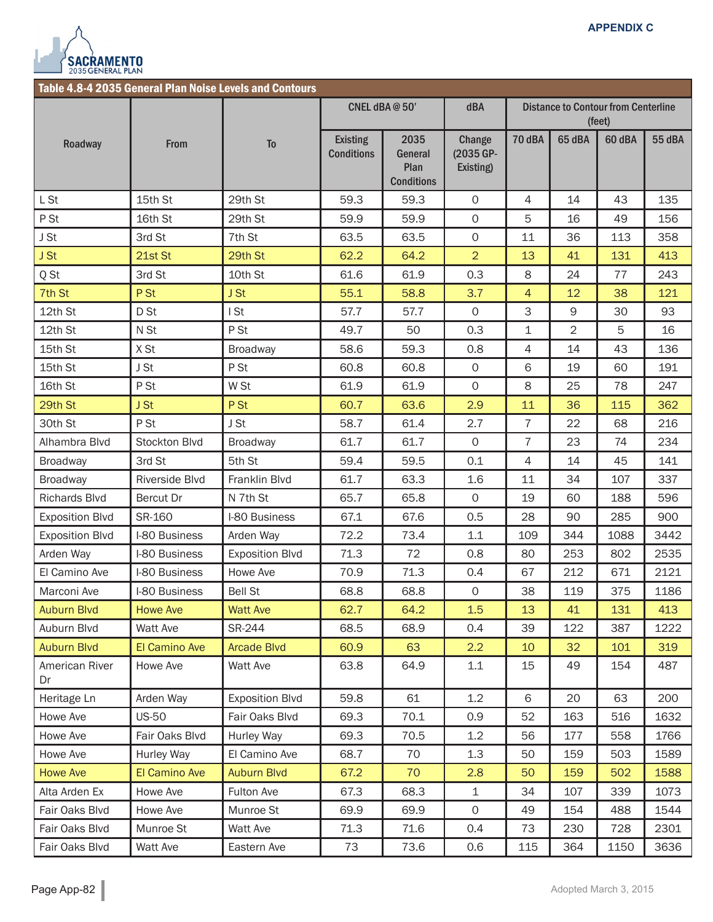**Table 4.8-4 2035 General Plan Noise Levels and Contours**

| Roadway | From | To | CNEL dBA @ 50' | | dBA | Distance to Contour from Centerline (feet) | | | |
|---|---|---|---|---|---|---|---|---|---|
| | | | Existing Conditions | 2035 General Plan Conditions | Change (2035 GP-Existing) | 70 dBA | 65 dBA | 60 dBA | 55 dBA |
| L St | 15th St | 29th St | 59.3 | 59.3 | 0 | 4 | 14 | 43 | 135 |
| P St | 16th St | 29th St | 59.9 | 59.9 | 0 | 5 | 16 | 49 | 156 |
| J St | 3rd St | 7th St | 63.5 | 63.5 | 0 | 11 | 36 | 113 | 358 |
| J St | 21st St | 29th St | 62.2 | 64.2 | 2 | 13 | 41 | 131 | 413 |
| Q St | 3rd St | 10th St | 61.6 | 61.9 | 0.3 | 8 | 24 | 77 | 243 |
| 7th St | P St | J St | 55.1 | 58.8 | 3.7 | 4 | 12 | 38 | 121 |
| 12th St | D St | I St | 57.7 | 57.7 | 0 | 3 | 9 | 30 | 93 |
| 12th St | N St | P St | 49.7 | 50 | 0.3 | 1 | 2 | 5 | 16 |
| 15th St | X St | Broadway | 58.6 | 59.3 | 0.8 | 4 | 14 | 43 | 136 |
| 15th St | J St | P St | 60.8 | 60.8 | 0 | 6 | 19 | 60 | 191 |
| 16th St | P St | W St | 61.9 | 61.9 | 0 | 8 | 25 | 78 | 247 |
| 29th St | J St | P St | 60.7 | 63.6 | 2.9 | 11 | 36 | 115 | 362 |
| 30th St | P St | J St | 58.7 | 61.4 | 2.7 | 7 | 22 | 68 | 216 |
| Alhambra Blvd | Stockton Blvd | Broadway | 61.7 | 61.7 | 0 | 7 | 23 | 74 | 234 |
| Broadway | 3rd St | 5th St | 59.4 | 59.5 | 0.1 | 4 | 14 | 45 | 141 |
| Broadway | Riverside Blvd | Franklin Blvd | 61.7 | 63.3 | 1.6 | 11 | 34 | 107 | 337 |
| Richards Blvd | Bercut Dr | N 7th St | 65.7 | 65.8 | 0 | 19 | 60 | 188 | 596 |
| Exposition Blvd | SR-160 | I-80 Business | 67.1 | 67.6 | 0.5 | 28 | 90 | 285 | 900 |
| Exposition Blvd | I-80 Business | Arden Way | 72.2 | 73.4 | 1.1 | 109 | 344 | 1088 | 3442 |
| Arden Way | I-80 Business | Exposition Blvd | 71.3 | 72 | 0.8 | 80 | 253 | 802 | 2535 |
| El Camino Ave | I-80 Business | Howe Ave | 70.9 | 71.3 | 0.4 | 67 | 212 | 671 | 2121 |
| Marconi Ave | I-80 Business | Bell St | 68.8 | 68.8 | 0 | 38 | 119 | 375 | 1186 |
| Auburn Blvd | Howe Ave | Watt Ave | 62.7 | 64.2 | 1.5 | 13 | 41 | 131 | 413 |
| Auburn Blvd | Watt Ave | SR-244 | 68.5 | 68.9 | 0.4 | 39 | 122 | 387 | 1222 |
| Auburn Blvd | El Camino Ave | Arcade Blvd | 60.9 | 63 | 2.2 | 10 | 32 | 101 | 319 |
| American River Dr | Howe Ave | Watt Ave | 63.8 | 64.9 | 1.1 | 15 | 49 | 154 | 487 |
| Heritage Ln | Arden Way | Exposition Blvd | 59.8 | 61 | 1.2 | 6 | 20 | 63 | 200 |
| Howe Ave | US-50 | Fair Oaks Blvd | 69.3 | 70.1 | 0.9 | 52 | 163 | 516 | 1632 |
| Howe Ave | Fair Oaks Blvd | Hurley Way | 69.3 | 70.5 | 1.2 | 56 | 177 | 558 | 1766 |
| Howe Ave | Hurley Way | El Camino Ave | 68.7 | 70 | 1.3 | 50 | 159 | 503 | 1589 |
| Howe Ave | El Camino Ave | Auburn Blvd | 67.2 | 70 | 2.8 | 50 | 159 | 502 | 1588 |
| Alta Arden Ex | Howe Ave | Fulton Ave | 67.3 | 68.3 | 1 | 34 | 107 | 339 | 1073 |
| Fair Oaks Blvd | Howe Ave | Munroe St | 69.9 | 69.9 | 0 | 49 | 154 | 488 | 1544 |
| Fair Oaks Blvd | Munroe St | Watt Ave | 71.3 | 71.6 | 0.4 | 73 | 230 | 728 | 2301 |
| Fair Oaks Blvd | Watt Ave | Eastern Ave | 73 | 73.6 | 0.6 | 115 | 364 | 1150 | 3636 |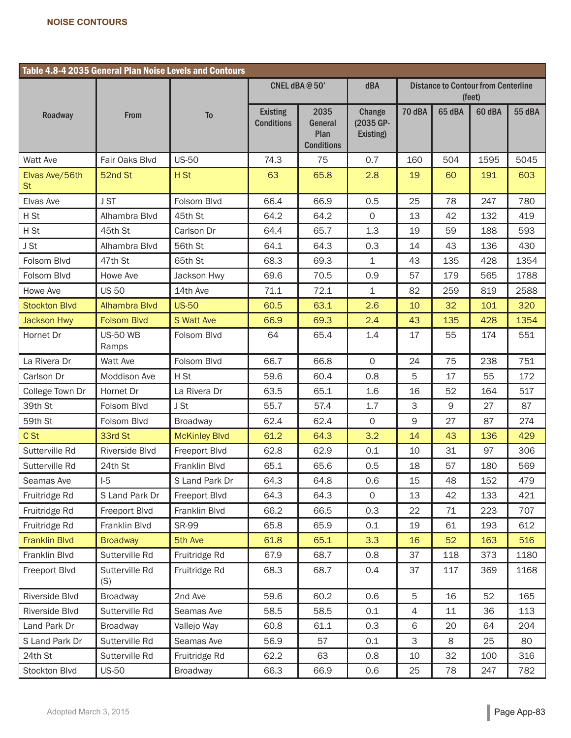## NOISE CONTOURS

**Table 4.8-4 2035 General Plan Noise Levels and Contours**

| Roadway | From | To | CNEL dBA @ 50' | | dBA | Distance to Contour from Centerline (feet) | | | |
|---|---|---|---|---|---|---|---|---|---|
| | | | Existing Conditions | 2035 General Plan Conditions | Change (2035 GP-Existing) | 70 dBA | 65 dBA | 60 dBA | 55 dBA |
| Watt Ave | Fair Oaks Blvd | US-50 | 74.3 | 75 | 0.7 | 160 | 504 | 1595 | 5045 |
| Elvas Ave/56th St | 52nd St | H St | 63 | 65.8 | 2.8 | 19 | 60 | 191 | 603 |
| Elvas Ave | J ST | Folsom Blvd | 66.4 | 66.9 | 0.5 | 25 | 78 | 247 | 780 |
| H St | Alhambra Blvd | 45th St | 64.2 | 64.2 | 0 | 13 | 42 | 132 | 419 |
| H St | 45th St | Carlson Dr | 64.4 | 65.7 | 1.3 | 19 | 59 | 188 | 593 |
| J St | Alhambra Blvd | 56th St | 64.1 | 64.3 | 0.3 | 14 | 43 | 136 | 430 |
| Folsom Blvd | 47th St | 65th St | 68.3 | 69.3 | 1 | 43 | 135 | 428 | 1354 |
| Folsom Blvd | Howe Ave | Jackson Hwy | 69.6 | 70.5 | 0.9 | 57 | 179 | 565 | 1788 |
| Howe Ave | US 50 | 14th Ave | 71.1 | 72.1 | 1 | 82 | 259 | 819 | 2588 |
| Stockton Blvd | Alhambra Blvd | US-50 | 60.5 | 63.1 | 2.6 | 10 | 32 | 101 | 320 |
| Jackson Hwy | Folsom Blvd | S Watt Ave | 66.9 | 69.3 | 2.4 | 43 | 135 | 428 | 1354 |
| Hornet Dr | US-50 WB Ramps | Folsom Blvd | 64 | 65.4 | 1.4 | 17 | 55 | 174 | 551 |
| La Rivera Dr | Watt Ave | Folsom Blvd | 66.7 | 66.8 | 0 | 24 | 75 | 238 | 751 |
| Carlson Dr | Moddison Ave | H St | 59.6 | 60.4 | 0.8 | 5 | 17 | 55 | 172 |
| College Town Dr | Hornet Dr | La Rivera Dr | 63.5 | 65.1 | 1.6 | 16 | 52 | 164 | 517 |
| 39th St | Folsom Blvd | J St | 55.7 | 57.4 | 1.7 | 3 | 9 | 27 | 87 |
| 59th St | Folsom Blvd | Broadway | 62.4 | 62.4 | 0 | 9 | 27 | 87 | 274 |
| C St | 33rd St | McKinley Blvd | 61.2 | 64.3 | 3.2 | 14 | 43 | 136 | 429 |
| Sutterville Rd | Riverside Blvd | Freeport Blvd | 62.8 | 62.9 | 0.1 | 10 | 31 | 97 | 306 |
| Sutterville Rd | 24th St | Franklin Blvd | 65.1 | 65.6 | 0.5 | 18 | 57 | 180 | 569 |
| Seamas Ave | I-5 | S Land Park Dr | 64.3 | 64.8 | 0.6 | 15 | 48 | 152 | 479 |
| Fruitridge Rd | S Land Park Dr | Freeport Blvd | 64.3 | 64.3 | 0 | 13 | 42 | 133 | 421 |
| Fruitridge Rd | Freeport Blvd | Franklin Blvd | 66.2 | 66.5 | 0.3 | 22 | 71 | 223 | 707 |
| Fruitridge Rd | Franklin Blvd | SR-99 | 65.8 | 65.9 | 0.1 | 19 | 61 | 193 | 612 |
| Franklin Blvd | Broadway | 5th Ave | 61.8 | 65.1 | 3.3 | 16 | 52 | 163 | 516 |
| Franklin Blvd | Sutterville Rd | Fruitridge Rd | 67.9 | 68.7 | 0.8 | 37 | 118 | 373 | 1180 |
| Freeport Blvd | Sutterville Rd (S) | Fruitridge Rd | 68.3 | 68.7 | 0.4 | 37 | 117 | 369 | 1168 |
| Riverside Blvd | Broadway | 2nd Ave | 59.6 | 60.2 | 0.6 | 5 | 16 | 52 | 165 |
| Riverside Blvd | Sutterville Rd | Seamas Ave | 58.5 | 58.5 | 0.1 | 4 | 11 | 36 | 113 |
| Land Park Dr | Broadway | Vallejo Way | 60.8 | 61.1 | 0.3 | 6 | 20 | 64 | 204 |
| S Land Park Dr | Sutterville Rd | Seamas Ave | 56.9 | 57 | 0.1 | 3 | 8 | 25 | 80 |
| 24th St | Sutterville Rd | Fruitridge Rd | 62.2 | 63 | 0.8 | 10 | 32 | 100 | 316 |
| Stockton Blvd | US-50 | Broadway | 66.3 | 66.9 | 0.6 | 25 | 78 | 247 | 782 |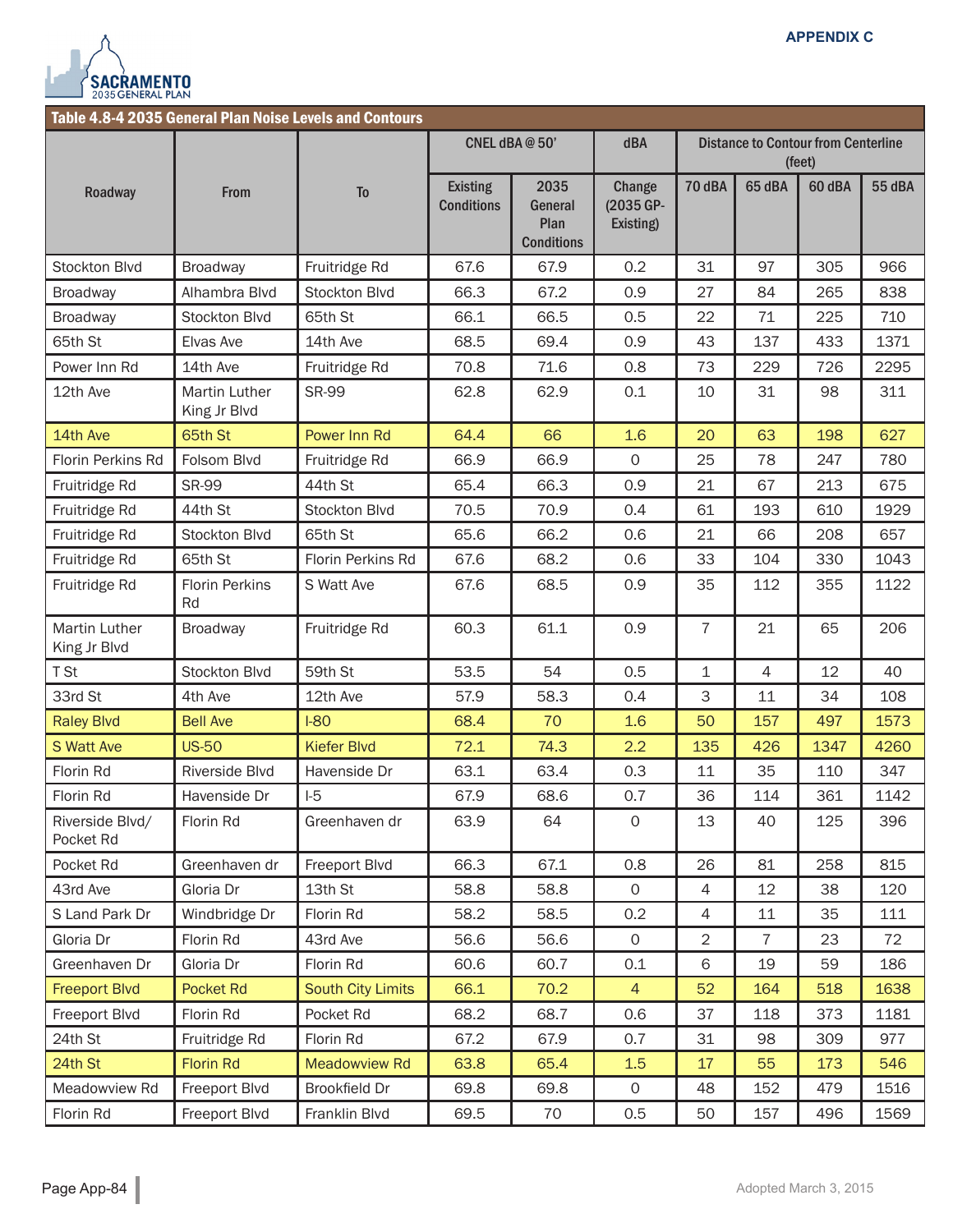**Table 4.8-4 2035 General Plan Noise Levels and Contours**

| Roadway | From | To | CNEL dBA @ 50' | | dBA | Distance to Contour from Centerline (feet) | | | |
|---|---|---|---|---|---|---|---|---|---|
| | | | Existing Conditions | 2035 General Plan Conditions | Change (2035 GP-Existing) | 70 dBA | 65 dBA | 60 dBA | 55 dBA |
| Stockton Blvd | Broadway | Fruitridge Rd | 67.6 | 67.9 | 0.2 | 31 | 97 | 305 | 966 |
| Broadway | Alhambra Blvd | Stockton Blvd | 66.3 | 67.2 | 0.9 | 27 | 84 | 265 | 838 |
| Broadway | Stockton Blvd | 65th St | 66.1 | 66.5 | 0.5 | 22 | 71 | 225 | 710 |
| 65th St | Elvas Ave | 14th Ave | 68.5 | 69.4 | 0.9 | 43 | 137 | 433 | 1371 |
| Power Inn Rd | 14th Ave | Fruitridge Rd | 70.8 | 71.6 | 0.8 | 73 | 229 | 726 | 2295 |
| 12th Ave | Martin Luther King Jr Blvd | SR-99 | 62.8 | 62.9 | 0.1 | 10 | 31 | 98 | 311 |
| 14th Ave | 65th St | Power Inn Rd | 64.4 | 66 | 1.6 | 20 | 63 | 198 | 627 |
| Florin Perkins Rd | Folsom Blvd | Fruitridge Rd | 66.9 | 66.9 | 0 | 25 | 78 | 247 | 780 |
| Fruitridge Rd | SR-99 | 44th St | 65.4 | 66.3 | 0.9 | 21 | 67 | 213 | 675 |
| Fruitridge Rd | 44th St | Stockton Blvd | 70.5 | 70.9 | 0.4 | 61 | 193 | 610 | 1929 |
| Fruitridge Rd | Stockton Blvd | 65th St | 65.6 | 66.2 | 0.6 | 21 | 66 | 208 | 657 |
| Fruitridge Rd | 65th St | Florin Perkins Rd | 67.6 | 68.2 | 0.6 | 33 | 104 | 330 | 1043 |
| Fruitridge Rd | Florin Perkins Rd | S Watt Ave | 67.6 | 68.5 | 0.9 | 35 | 112 | 355 | 1122 |
| Martin Luther King Jr Blvd | Broadway | Fruitridge Rd | 60.3 | 61.1 | 0.9 | 7 | 21 | 65 | 206 |
| T St | Stockton Blvd | 59th St | 53.5 | 54 | 0.5 | 1 | 4 | 12 | 40 |
| 33rd St | 4th Ave | 12th Ave | 57.9 | 58.3 | 0.4 | 3 | 11 | 34 | 108 |
| Raley Blvd | Bell Ave | I-80 | 68.4 | 70 | 1.6 | 50 | 157 | 497 | 1573 |
| S Watt Ave | US-50 | Kiefer Blvd | 72.1 | 74.3 | 2.2 | 135 | 426 | 1347 | 4260 |
| Florin Rd | Riverside Blvd | Havenside Dr | 63.1 | 63.4 | 0.3 | 11 | 35 | 110 | 347 |
| Florin Rd | Havenside Dr | I-5 | 67.9 | 68.6 | 0.7 | 36 | 114 | 361 | 1142 |
| Riverside Blvd/ Pocket Rd | Florin Rd | Greenhaven dr | 63.9 | 64 | 0 | 13 | 40 | 125 | 396 |
| Pocket Rd | Greenhaven dr | Freeport Blvd | 66.3 | 67.1 | 0.8 | 26 | 81 | 258 | 815 |
| 43rd Ave | Gloria Dr | 13th St | 58.8 | 58.8 | 0 | 4 | 12 | 38 | 120 |
| S Land Park Dr | Windbridge Dr | Florin Rd | 58.2 | 58.5 | 0.2 | 4 | 11 | 35 | 111 |
| Gloria Dr | Florin Rd | 43rd Ave | 56.6 | 56.6 | 0 | 2 | 7 | 23 | 72 |
| Greenhaven Dr | Gloria Dr | Florin Rd | 60.6 | 60.7 | 0.1 | 6 | 19 | 59 | 186 |
| Freeport Blvd | Pocket Rd | South City Limits | 66.1 | 70.2 | 4 | 52 | 164 | 518 | 1638 |
| Freeport Blvd | Florin Rd | Pocket Rd | 68.2 | 68.7 | 0.6 | 37 | 118 | 373 | 1181 |
| 24th St | Fruitridge Rd | Florin Rd | 67.2 | 67.9 | 0.7 | 31 | 98 | 309 | 977 |
| 24th St | Florin Rd | Meadowview Rd | 63.8 | 65.4 | 1.5 | 17 | 55 | 173 | 546 |
| Meadowview Rd | Freeport Blvd | Brookfield Dr | 69.8 | 69.8 | 0 | 48 | 152 | 479 | 1516 |
| Florin Rd | Freeport Blvd | Franklin Blvd | 69.5 | 70 | 0.5 | 50 | 157 | 496 | 1569 |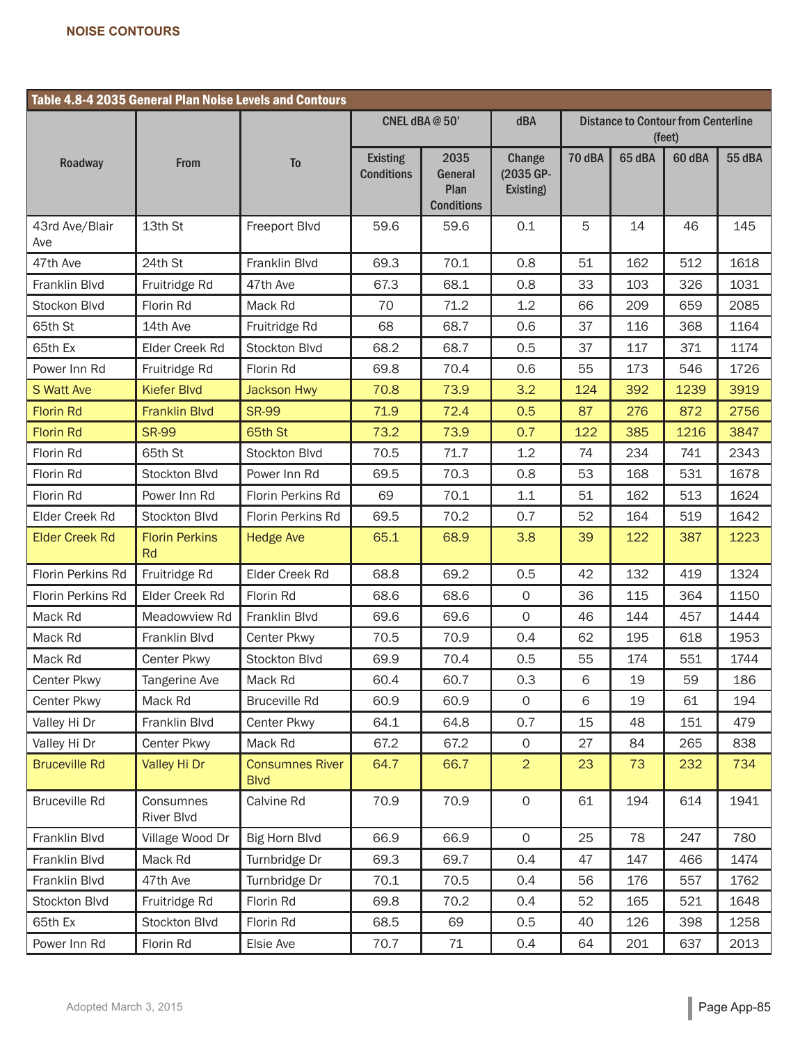## NOISE CONTOURS

**Table 4.8-4 2035 General Plan Noise Levels and Contours**

| Roadway | From | To | CNEL dBA @ 50' | | dBA | Distance to Contour from Centerline (feet) | | | |
|---|---|---|---|---|---|---|---|---|---|
| | | | Existing Conditions | 2035 General Plan Conditions | Change (2035 GP-Existing) | 70 dBA | 65 dBA | 60 dBA | 55 dBA |
| 43rd Ave/Blair Ave | 13th St | Freeport Blvd | 59.6 | 59.6 | 0.1 | 5 | 14 | 46 | 145 |
| 47th Ave | 24th St | Franklin Blvd | 69.3 | 70.1 | 0.8 | 51 | 162 | 512 | 1618 |
| Franklin Blvd | Fruitridge Rd | 47th Ave | 67.3 | 68.1 | 0.8 | 33 | 103 | 326 | 1031 |
| Stockon Blvd | Florin Rd | Mack Rd | 70 | 71.2 | 1.2 | 66 | 209 | 659 | 2085 |
| 65th St | 14th Ave | Fruitridge Rd | 68 | 68.7 | 0.6 | 37 | 116 | 368 | 1164 |
| 65th Ex | Elder Creek Rd | Stockton Blvd | 68.2 | 68.7 | 0.5 | 37 | 117 | 371 | 1174 |
| Power Inn Rd | Fruitridge Rd | Florin Rd | 69.8 | 70.4 | 0.6 | 55 | 173 | 546 | 1726 |
| S Watt Ave | Kiefer Blvd | Jackson Hwy | 70.8 | 73.9 | 3.2 | 124 | 392 | 1239 | 3919 |
| Florin Rd | Franklin Blvd | SR-99 | 71.9 | 72.4 | 0.5 | 87 | 276 | 872 | 2756 |
| Florin Rd | SR-99 | 65th St | 73.2 | 73.9 | 0.7 | 122 | 385 | 1216 | 3847 |
| Florin Rd | 65th St | Stockton Blvd | 70.5 | 71.7 | 1.2 | 74 | 234 | 741 | 2343 |
| Florin Rd | Stockton Blvd | Power Inn Rd | 69.5 | 70.3 | 0.8 | 53 | 168 | 531 | 1678 |
| Florin Rd | Power Inn Rd | Florin Perkins Rd | 69 | 70.1 | 1.1 | 51 | 162 | 513 | 1624 |
| Elder Creek Rd | Stockton Blvd | Florin Perkins Rd | 69.5 | 70.2 | 0.7 | 52 | 164 | 519 | 1642 |
| Elder Creek Rd | Florin Perkins Rd | Hedge Ave | 65.1 | 68.9 | 3.8 | 39 | 122 | 387 | 1223 |
| Florin Perkins Rd | Fruitridge Rd | Elder Creek Rd | 68.8 | 69.2 | 0.5 | 42 | 132 | 419 | 1324 |
| Florin Perkins Rd | Elder Creek Rd | Florin Rd | 68.6 | 68.6 | 0 | 36 | 115 | 364 | 1150 |
| Mack Rd | Meadowview Rd | Franklin Blvd | 69.6 | 69.6 | 0 | 46 | 144 | 457 | 1444 |
| Mack Rd | Franklin Blvd | Center Pkwy | 70.5 | 70.9 | 0.4 | 62 | 195 | 618 | 1953 |
| Mack Rd | Center Pkwy | Stockton Blvd | 69.9 | 70.4 | 0.5 | 55 | 174 | 551 | 1744 |
| Center Pkwy | Tangerine Ave | Mack Rd | 60.4 | 60.7 | 0.3 | 6 | 19 | 59 | 186 |
| Center Pkwy | Mack Rd | Bruceville Rd | 60.9 | 60.9 | 0 | 6 | 19 | 61 | 194 |
| Valley Hi Dr | Franklin Blvd | Center Pkwy | 64.1 | 64.8 | 0.7 | 15 | 48 | 151 | 479 |
| Valley Hi Dr | Center Pkwy | Mack Rd | 67.2 | 67.2 | 0 | 27 | 84 | 265 | 838 |
| Bruceville Rd | Valley Hi Dr | Consumnes River Blvd | 64.7 | 66.7 | 2 | 23 | 73 | 232 | 734 |
| Bruceville Rd | Consumnes River Blvd | Calvine Rd | 70.9 | 70.9 | 0 | 61 | 194 | 614 | 1941 |
| Franklin Blvd | Village Wood Dr | Big Horn Blvd | 66.9 | 66.9 | 0 | 25 | 78 | 247 | 780 |
| Franklin Blvd | Mack Rd | Turnbridge Dr | 69.3 | 69.7 | 0.4 | 47 | 147 | 466 | 1474 |
| Franklin Blvd | 47th Ave | Turnbridge Dr | 70.1 | 70.5 | 0.4 | 56 | 176 | 557 | 1762 |
| Stockton Blvd | Fruitridge Rd | Florin Rd | 69.8 | 70.2 | 0.4 | 52 | 165 | 521 | 1648 |
| 65th Ex | Stockton Blvd | Florin Rd | 68.5 | 69 | 0.5 | 40 | 126 | 398 | 1258 |
| Power Inn Rd | Florin Rd | Elsie Ave | 70.7 | 71 | 0.4 | 64 | 201 | 637 | 2013 |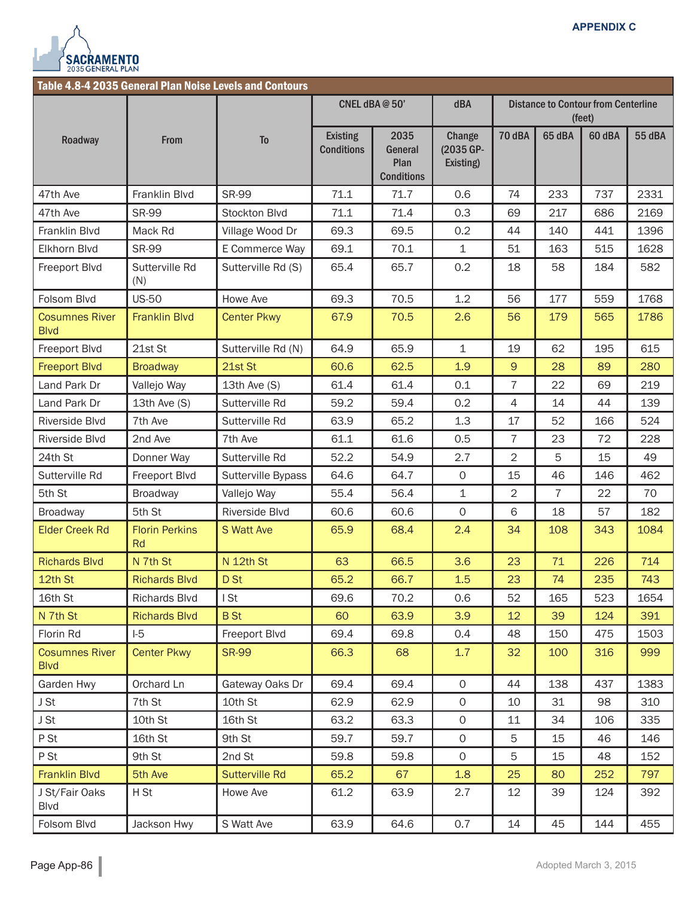## Table 4.8-4 2035 General Plan Noise Levels and Contours

| Roadway | From | To | CNEL dBA @ 50' | | dBA | Distance to Contour from Centerline (feet) | | | |
|---|---|---|---|---|---|---|---|---|---|
| | | | Existing Conditions | 2035 General Plan Conditions | Change (2035 GP-Existing) | 70 dBA | 65 dBA | 60 dBA | 55 dBA |
| 47th Ave | Franklin Blvd | SR-99 | 71.1 | 71.7 | 0.6 | 74 | 233 | 737 | 2331 |
| 47th Ave | SR-99 | Stockton Blvd | 71.1 | 71.4 | 0.3 | 69 | 217 | 686 | 2169 |
| Franklin Blvd | Mack Rd | Village Wood Dr | 69.3 | 69.5 | 0.2 | 44 | 140 | 441 | 1396 |
| Elkhorn Blvd | SR-99 | E Commerce Way | 69.1 | 70.1 | 1 | 51 | 163 | 515 | 1628 |
| Freeport Blvd | Sutterville Rd (N) | Sutterville Rd (S) | 65.4 | 65.7 | 0.2 | 18 | 58 | 184 | 582 |
| Folsom Blvd | US-50 | Howe Ave | 69.3 | 70.5 | 1.2 | 56 | 177 | 559 | 1768 |
| Cosumnes River Blvd | Franklin Blvd | Center Pkwy | 67.9 | 70.5 | 2.6 | 56 | 179 | 565 | 1786 |
| Freeport Blvd | 21st St | Sutterville Rd (N) | 64.9 | 65.9 | 1 | 19 | 62 | 195 | 615 |
| Freeport Blvd | Broadway | 21st St | 60.6 | 62.5 | 1.9 | 9 | 28 | 89 | 280 |
| Land Park Dr | Vallejo Way | 13th Ave (S) | 61.4 | 61.4 | 0.1 | 7 | 22 | 69 | 219 |
| Land Park Dr | 13th Ave (S) | Sutterville Rd | 59.2 | 59.4 | 0.2 | 4 | 14 | 44 | 139 |
| Riverside Blvd | 7th Ave | Sutterville Rd | 63.9 | 65.2 | 1.3 | 17 | 52 | 166 | 524 |
| Riverside Blvd | 2nd Ave | 7th Ave | 61.1 | 61.6 | 0.5 | 7 | 23 | 72 | 228 |
| 24th St | Donner Way | Sutterville Rd | 52.2 | 54.9 | 2.7 | 2 | 5 | 15 | 49 |
| Sutterville Rd | Freeport Blvd | Sutterville Bypass | 64.6 | 64.7 | 0 | 15 | 46 | 146 | 462 |
| 5th St | Broadway | Vallejo Way | 55.4 | 56.4 | 1 | 2 | 7 | 22 | 70 |
| Broadway | 5th St | Riverside Blvd | 60.6 | 60.6 | 0 | 6 | 18 | 57 | 182 |
| Elder Creek Rd | Florin Perkins Rd | S Watt Ave | 65.9 | 68.4 | 2.4 | 34 | 108 | 343 | 1084 |
| Richards Blvd | N 7th St | N 12th St | 63 | 66.5 | 3.6 | 23 | 71 | 226 | 714 |
| 12th St | Richards Blvd | D St | 65.2 | 66.7 | 1.5 | 23 | 74 | 235 | 743 |
| 16th St | Richards Blvd | I St | 69.6 | 70.2 | 0.6 | 52 | 165 | 523 | 1654 |
| N 7th St | Richards Blvd | B St | 60 | 63.9 | 3.9 | 12 | 39 | 124 | 391 |
| Florin Rd | I-5 | Freeport Blvd | 69.4 | 69.8 | 0.4 | 48 | 150 | 475 | 1503 |
| Cosumnes River Blvd | Center Pkwy | SR-99 | 66.3 | 68 | 1.7 | 32 | 100 | 316 | 999 |
| Garden Hwy | Orchard Ln | Gateway Oaks Dr | 69.4 | 69.4 | 0 | 44 | 138 | 437 | 1383 |
| J St | 7th St | 10th St | 62.9 | 62.9 | 0 | 10 | 31 | 98 | 310 |
| J St | 10th St | 16th St | 63.2 | 63.3 | 0 | 11 | 34 | 106 | 335 |
| P St | 16th St | 9th St | 59.7 | 59.7 | 0 | 5 | 15 | 46 | 146 |
| P St | 9th St | 2nd St | 59.8 | 59.8 | 0 | 5 | 15 | 48 | 152 |
| Franklin Blvd | 5th Ave | Sutterville Rd | 65.2 | 67 | 1.8 | 25 | 80 | 252 | 797 |
| J St/Fair Oaks Blvd | H St | Howe Ave | 61.2 | 63.9 | 2.7 | 12 | 39 | 124 | 392 |
| Folsom Blvd | Jackson Hwy | S Watt Ave | 63.9 | 64.6 | 0.7 | 14 | 45 | 144 | 455 |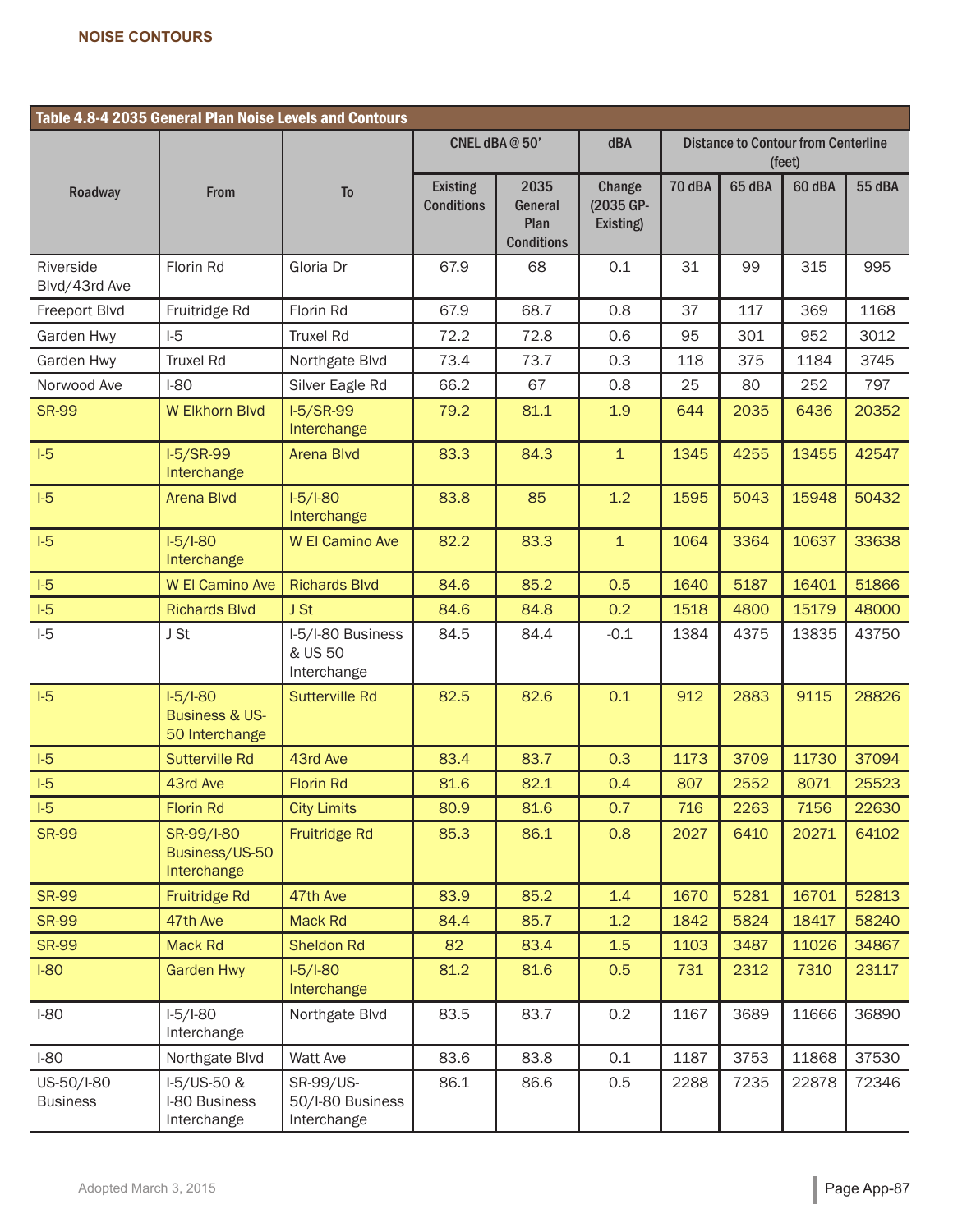## NOISE CONTOURS

| Table 4.8-4 2035 General Plan Noise Levels and Contours | | | | | | | | | |
|---|---|---|---|---|---|---|---|---|---|
| Roadway | From | To | CNEL dBA @ 50' | | dBA | Distance to Contour from Centerline (feet) | | | |
| | | | Existing Conditions | 2035 General Plan Conditions | Change (2035 GP-Existing) | 70 dBA | 65 dBA | 60 dBA | 55 dBA |
| Riverside Blvd/43rd Ave | Florin Rd | Gloria Dr | 67.9 | 68 | 0.1 | 31 | 99 | 315 | 995 |
| Freeport Blvd | Fruitridge Rd | Florin Rd | 67.9 | 68.7 | 0.8 | 37 | 117 | 369 | 1168 |
| Garden Hwy | I-5 | Truxel Rd | 72.2 | 72.8 | 0.6 | 95 | 301 | 952 | 3012 |
| Garden Hwy | Truxel Rd | Northgate Blvd | 73.4 | 73.7 | 0.3 | 118 | 375 | 1184 | 3745 |
| Norwood Ave | I-80 | Silver Eagle Rd | 66.2 | 67 | 0.8 | 25 | 80 | 252 | 797 |
| SR-99 | W Elkhorn Blvd | I-5/SR-99 Interchange | 79.2 | 81.1 | 1.9 | 644 | 2035 | 6436 | 20352 |
| I-5 | I-5/SR-99 Interchange | Arena Blvd | 83.3 | 84.3 | 1 | 1345 | 4255 | 13455 | 42547 |
| I-5 | Arena Blvd | I-5/I-80 Interchange | 83.8 | 85 | 1.2 | 1595 | 5043 | 15948 | 50432 |
| I-5 | I-5/I-80 Interchange | W El Camino Ave | 82.2 | 83.3 | 1 | 1064 | 3364 | 10637 | 33638 |
| I-5 | W El Camino Ave | Richards Blvd | 84.6 | 85.2 | 0.5 | 1640 | 5187 | 16401 | 51866 |
| I-5 | Richards Blvd | J St | 84.6 | 84.8 | 0.2 | 1518 | 4800 | 15179 | 48000 |
| I-5 | J St | I-5/I-80 Business & US 50 Interchange | 84.5 | 84.4 | -0.1 | 1384 | 4375 | 13835 | 43750 |
| I-5 | I-5/I-80 Business & US-50 Interchange | Sutterville Rd | 82.5 | 82.6 | 0.1 | 912 | 2883 | 9115 | 28826 |
| I-5 | Sutterville Rd | 43rd Ave | 83.4 | 83.7 | 0.3 | 1173 | 3709 | 11730 | 37094 |
| I-5 | 43rd Ave | Florin Rd | 81.6 | 82.1 | 0.4 | 807 | 2552 | 8071 | 25523 |
| I-5 | Florin Rd | City Limits | 80.9 | 81.6 | 0.7 | 716 | 2263 | 7156 | 22630 |
| SR-99 | SR-99/I-80 Business/US-50 Interchange | Fruitridge Rd | 85.3 | 86.1 | 0.8 | 2027 | 6410 | 20271 | 64102 |
| SR-99 | Fruitridge Rd | 47th Ave | 83.9 | 85.2 | 1.4 | 1670 | 5281 | 16701 | 52813 |
| SR-99 | 47th Ave | Mack Rd | 84.4 | 85.7 | 1.2 | 1842 | 5824 | 18417 | 58240 |
| SR-99 | Mack Rd | Sheldon Rd | 82 | 83.4 | 1.5 | 1103 | 3487 | 11026 | 34867 |
| I-80 | Garden Hwy | I-5/I-80 Interchange | 81.2 | 81.6 | 0.5 | 731 | 2312 | 7310 | 23117 |
| I-80 | I-5/I-80 Interchange | Northgate Blvd | 83.5 | 83.7 | 0.2 | 1167 | 3689 | 11666 | 36890 |
| I-80 | Northgate Blvd | Watt Ave | 83.6 | 83.8 | 0.1 | 1187 | 3753 | 11868 | 37530 |
| US-50/I-80 Business | I-5/US-50 & I-80 Business Interchange | SR-99/US-50/I-80 Business Interchange | 86.1 | 86.6 | 0.5 | 2288 | 7235 | 22878 | 72346 |

Adopted March 3, 2015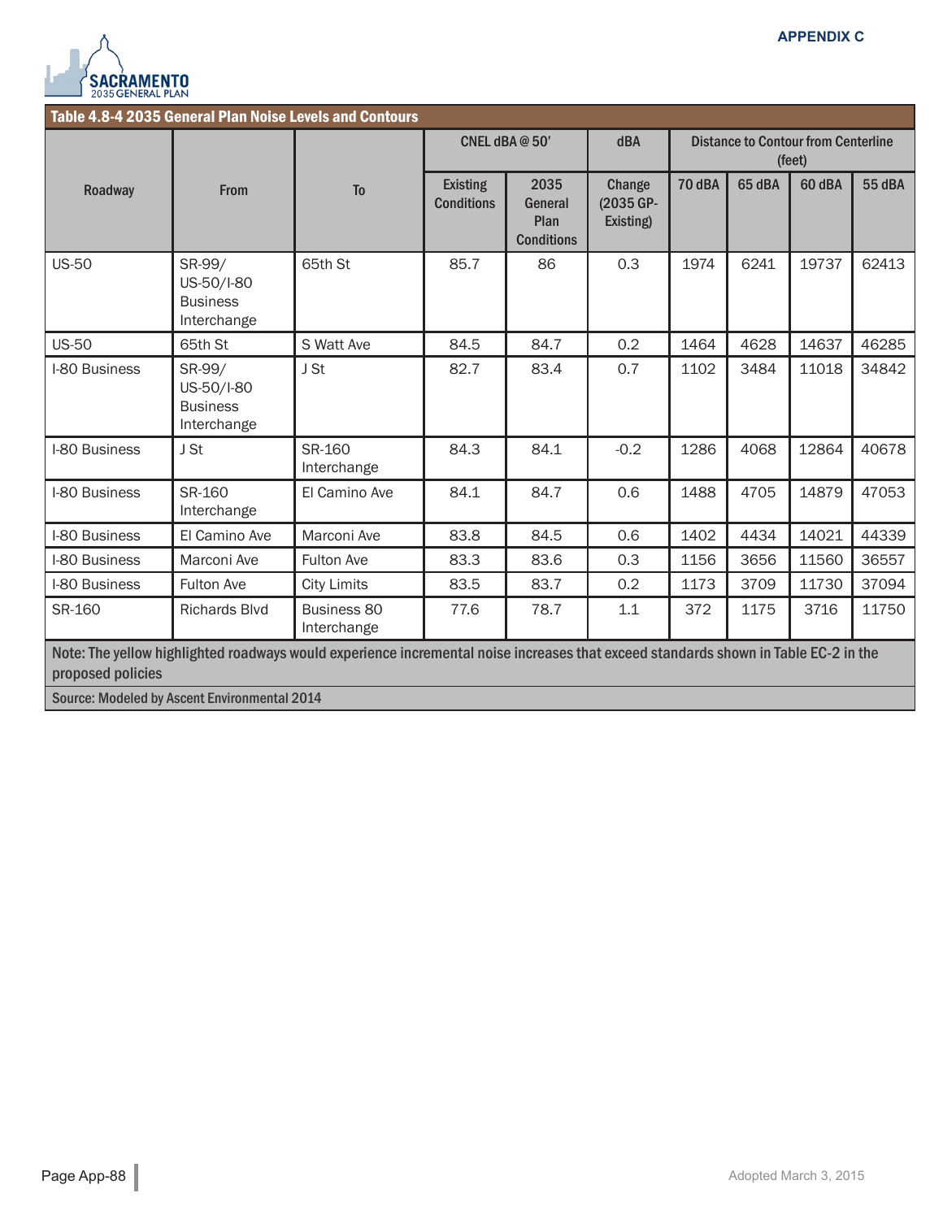### Table 4.8-4 2035 General Plan Noise Levels and Contours

| Roadway | From | To | CNEL dBA @ 50' | | dBA | Distance to Contour from Centerline (feet) | | | |
|---|---|---|---|---|---|---|---|---|---|
| | | | Existing Conditions | 2035 General Plan Conditions | Change (2035 GP-Existing) | 70 dBA | 65 dBA | 60 dBA | 55 dBA |
| US-50 | SR-99/ US-50/I-80 Business Interchange | 65th St | 85.7 | 86 | 0.3 | 1974 | 6241 | 19737 | 62413 |
| US-50 | 65th St | S Watt Ave | 84.5 | 84.7 | 0.2 | 1464 | 4628 | 14637 | 46285 |
| I-80 Business | SR-99/ US-50/I-80 Business Interchange | J St | 82.7 | 83.4 | 0.7 | 1102 | 3484 | 11018 | 34842 |
| I-80 Business | J St | SR-160 Interchange | 84.3 | 84.1 | -0.2 | 1286 | 4068 | 12864 | 40678 |
| I-80 Business | SR-160 Interchange | El Camino Ave | 84.1 | 84.7 | 0.6 | 1488 | 4705 | 14879 | 47053 |
| I-80 Business | El Camino Ave | Marconi Ave | 83.8 | 84.5 | 0.6 | 1402 | 4434 | 14021 | 44339 |
| I-80 Business | Marconi Ave | Fulton Ave | 83.3 | 83.6 | 0.3 | 1156 | 3656 | 11560 | 36557 |
| I-80 Business | Fulton Ave | City Limits | 83.5 | 83.7 | 0.2 | 1173 | 3709 | 11730 | 37094 |
| SR-160 | Richards Blvd | Business 80 Interchange | 77.6 | 78.7 | 1.1 | 372 | 1175 | 3716 | 11750 |

Note: The yellow highlighted roadways would experience incremental noise increases that exceed standards shown in Table EC-2 in the proposed policies

Source: Modeled by Ascent Environmental 2014